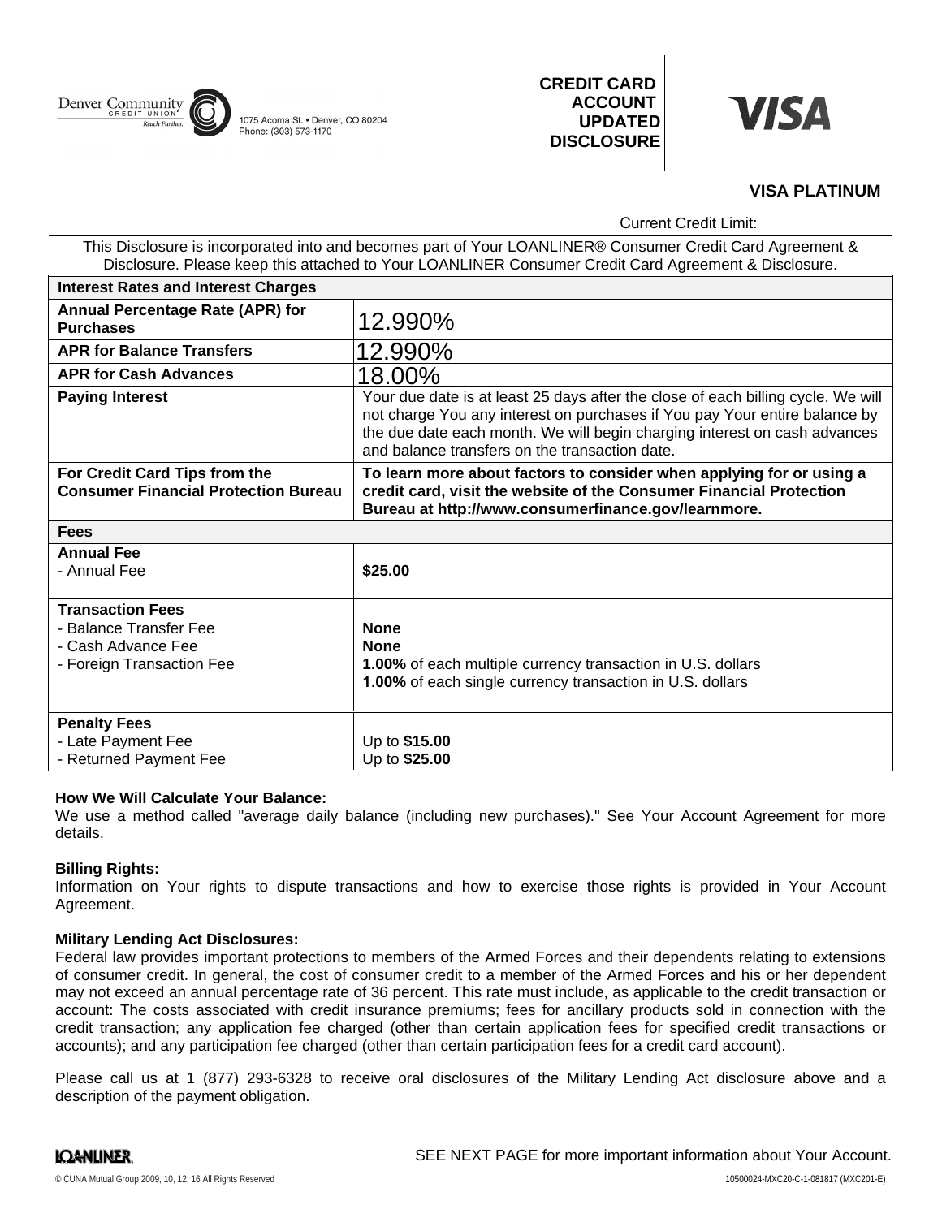Denver Community CREDIT UNION Reach Further.

1075 Acoma St. • Denver, CO 80204
Phone: (303) 573-1170

# CREDIT CARD ACCOUNT UPDATED DISCLOSURE

VISA

## VISA PLATINUM

Current Credit Limit: ____________

This Disclosure is incorporated into and becomes part of Your LOANLINER® Consumer Credit Card Agreement & Disclosure. Please keep this attached to Your LOANLINER Consumer Credit Card Agreement & Disclosure.

| **Interest Rates and Interest Charges** | |
|---|---|
| **Annual Percentage Rate (APR) for Purchases** | 12.990% |
| **APR for Balance Transfers** | 12.990% |
| **APR for Cash Advances** | 18.00% |
| **Paying Interest** | Your due date is at least 25 days after the close of each billing cycle. We will not charge You any interest on purchases if You pay Your entire balance by the due date each month. We will begin charging interest on cash advances and balance transfers on the transaction date. |
| **For Credit Card Tips from the Consumer Financial Protection Bureau** | **To learn more about factors to consider when applying for or using a credit card, visit the website of the Consumer Financial Protection Bureau at http://www.consumerfinance.gov/learnmore.** |
| **Fees** | |
| **Annual Fee**<br>- Annual Fee | **$25.00** |
| **Transaction Fees**<br>- Balance Transfer Fee<br>- Cash Advance Fee<br>- Foreign Transaction Fee | **None**<br>**None**<br>**1.00%** of each multiple currency transaction in U.S. dollars<br>**1.00%** of each single currency transaction in U.S. dollars |
| **Penalty Fees**<br>- Late Payment Fee<br>- Returned Payment Fee | Up to **$15.00**<br>Up to **$25.00** |

**How We Will Calculate Your Balance:**
We use a method called "average daily balance (including new purchases)." See Your Account Agreement for more details.

**Billing Rights:**
Information on Your rights to dispute transactions and how to exercise those rights is provided in Your Account Agreement.

**Military Lending Act Disclosures:**
Federal law provides important protections to members of the Armed Forces and their dependents relating to extensions of consumer credit. In general, the cost of consumer credit to a member of the Armed Forces and his or her dependent may not exceed an annual percentage rate of 36 percent. This rate must include, as applicable to the credit transaction or account: The costs associated with credit insurance premiums; fees for ancillary products sold in connection with the credit transaction; any application fee charged (other than certain application fees for specified credit transactions or accounts); and any participation fee charged (other than certain participation fees for a credit card account).

Please call us at 1 (877) 293-6328 to receive oral disclosures of the Military Lending Act disclosure above and a description of the payment obligation.

LOANLINER

SEE NEXT PAGE for more important information about Your Account.

© CUNA Mutual Group 2009, 10, 12, 16 All Rights Reserved

10500024-MXC20-C-1-081817 (MXC201-E)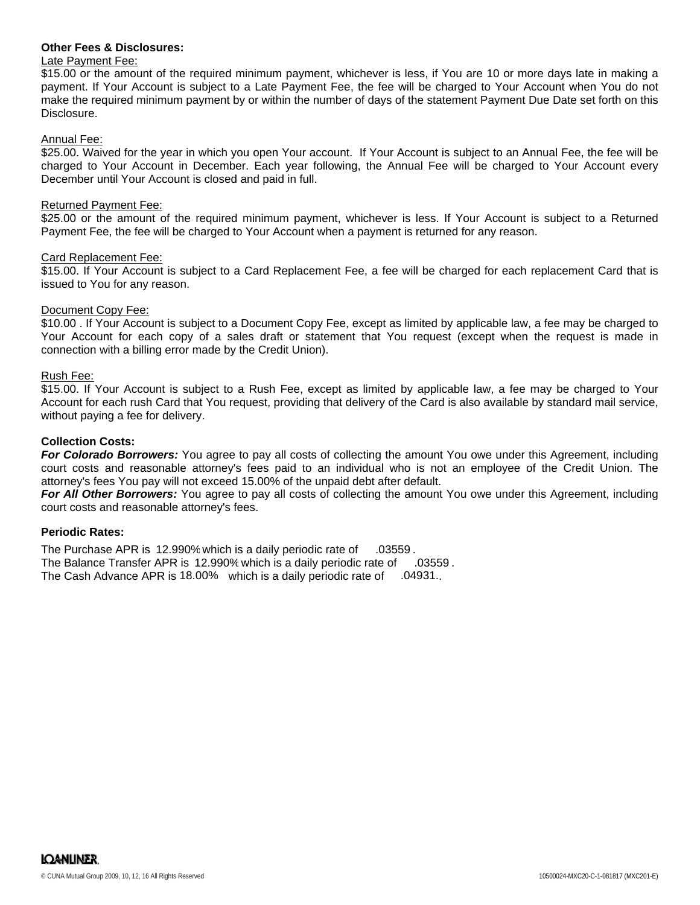**Other Fees & Disclosures:**

Late Payment Fee:
$15.00 or the amount of the required minimum payment, whichever is less, if You are 10 or more days late in making a payment. If Your Account is subject to a Late Payment Fee, the fee will be charged to Your Account when You do not make the required minimum payment by or within the number of days of the statement Payment Due Date set forth on this Disclosure.

Annual Fee:
$25.00. Waived for the year in which you open Your account. If Your Account is subject to an Annual Fee, the fee will be charged to Your Account in December. Each year following, the Annual Fee will be charged to Your Account every December until Your Account is closed and paid in full.

Returned Payment Fee:
$25.00 or the amount of the required minimum payment, whichever is less. If Your Account is subject to a Returned Payment Fee, the fee will be charged to Your Account when a payment is returned for any reason.

Card Replacement Fee:
$15.00. If Your Account is subject to a Card Replacement Fee, a fee will be charged for each replacement Card that is issued to You for any reason.

Document Copy Fee:
$10.00 . If Your Account is subject to a Document Copy Fee, except as limited by applicable law, a fee may be charged to Your Account for each copy of a sales draft or statement that You request (except when the request is made in connection with a billing error made by the Credit Union).

Rush Fee:
$15.00. If Your Account is subject to a Rush Fee, except as limited by applicable law, a fee may be charged to Your Account for each rush Card that You request, providing that delivery of the Card is also available by standard mail service, without paying a fee for delivery.

**Collection Costs:**

***For Colorado Borrowers:*** You agree to pay all costs of collecting the amount You owe under this Agreement, including court costs and reasonable attorney's fees paid to an individual who is not an employee of the Credit Union. The attorney's fees You pay will not exceed 15.00% of the unpaid debt after default.
***For All Other Borrowers:*** You agree to pay all costs of collecting the amount You owe under this Agreement, including court costs and reasonable attorney's fees.

**Periodic Rates:**

The Purchase APR is 12.990% which is a daily periodic rate of .03559 .
The Balance Transfer APR is 12.990% which is a daily periodic rate of .03559 .
The Cash Advance APR is 18.00% which is a daily periodic rate of .04931..

LOANLINER

© CUNA Mutual Group 2009, 10, 12, 16 All Rights Reserved 10500024-MXC20-C-1-081817 (MXC201-E)